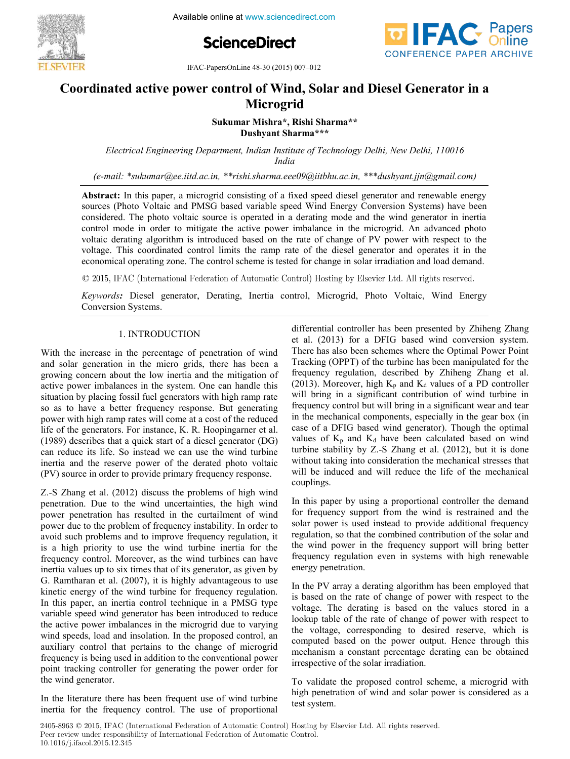# Coordinated active power control of Wind, Solar and Diesel Generator in a Microgrid

**Sukumar Mishra\*, Rishi Sharma\*\***
**Dushyant Sharma\*\*\***

*Electrical Engineering Department, Indian Institute of Technology Delhi, New Delhi, 110016 India*

*(e-mail: \*sukumar@ee.iitd.ac.in, \*\*rishi.sharma.eee09@iitbhu.ac.in, \*\*\*dushyant.jjn@gmail.com)*

**Abstract:** In this paper, a microgrid consisting of a fixed speed diesel generator and renewable energy sources (Photo Voltaic and PMSG based variable speed Wind Energy Conversion Systems) have been considered. The photo voltaic source is operated in a derating mode and the wind generator in inertia control mode in order to mitigate the active power imbalance in the microgrid. An advanced photo voltaic derating algorithm is introduced based on the rate of change of PV power with respect to the voltage. This coordinated control limits the ramp rate of the diesel generator and operates it in the economical operating zone. The control scheme is tested for change in solar irradiation and load demand.

© 2015, IFAC (International Federation of Automatic Control) Hosting by Elsevier Ltd. All rights reserved.

*Keywords:* Diesel generator, Derating, Inertia control, Microgrid, Photo Voltaic, Wind Energy Conversion Systems.

## 1. INTRODUCTION

With the increase in the percentage of penetration of wind and solar generation in the micro grids, there has been a growing concern about the low inertia and the mitigation of active power imbalances in the system. One can handle this situation by placing fossil fuel generators with high ramp rate so as to have a better frequency response. But generating power with high ramp rates will come at a cost of the reduced life of the generators. For instance, K. R. Hoopingarner et al. (1989) describes that a quick start of a diesel generator (DG) can reduce its life. So instead we can use the wind turbine inertia and the reserve power of the derated photo voltaic (PV) source in order to provide primary frequency response.

Z.-S Zhang et al. (2012) discuss the problems of high wind penetration. Due to the wind uncertainties, the high wind power penetration has resulted in the curtailment of wind power due to the problem of frequency instability. In order to avoid such problems and to improve frequency regulation, it is a high priority to use the wind turbine inertia for the frequency control. Moreover, as the wind turbines can have inertia values up to six times that of its generator, as given by G. Ramtharan et al. (2007), it is highly advantageous to use kinetic energy of the wind turbine for frequency regulation. In this paper, an inertia control technique in a PMSG type variable speed wind generator has been introduced to reduce the active power imbalances in the microgrid due to varying wind speeds, load and insolation. In the proposed control, an auxiliary control that pertains to the change of microgrid frequency is being used in addition to the conventional power point tracking controller for generating the power order for the wind generator.

In the literature there has been frequent use of wind turbine inertia for the frequency control. The use of proportional differential controller has been presented by Zhiheng Zhang et al. (2013) for a DFIG based wind conversion system. There has also been schemes where the Optimal Power Point Tracking (OPPT) of the turbine has been manipulated for the frequency regulation, described by Zhiheng Zhang et al. (2013). Moreover, high $K_p$ and $K_d$ values of a PD controller will bring in a significant contribution of wind turbine in frequency control but will bring in a significant wear and tear in the mechanical components, especially in the gear box (in case of a DFIG based wind generator). Though the optimal values of $K_p$ and $K_d$ have been calculated based on wind turbine stability by Z.-S Zhang et al. (2012), but it is done without taking into consideration the mechanical stresses that will be induced and will reduce the life of the mechanical couplings.

In this paper by using a proportional controller the demand for frequency support from the wind is restrained and the solar power is used instead to provide additional frequency regulation, so that the combined contribution of the solar and the wind power in the frequency support will bring better frequency regulation even in systems with high renewable energy penetration.

In the PV array a derating algorithm has been employed that is based on the rate of change of power with respect to the voltage. The derating is based on the values stored in a lookup table of the rate of change of power with respect to the voltage, corresponding to desired reserve, which is computed based on the power output. Hence through this mechanism a constant percentage derating can be obtained irrespective of the solar irradiation.

To validate the proposed control scheme, a microgrid with high penetration of wind and solar power is considered as a test system.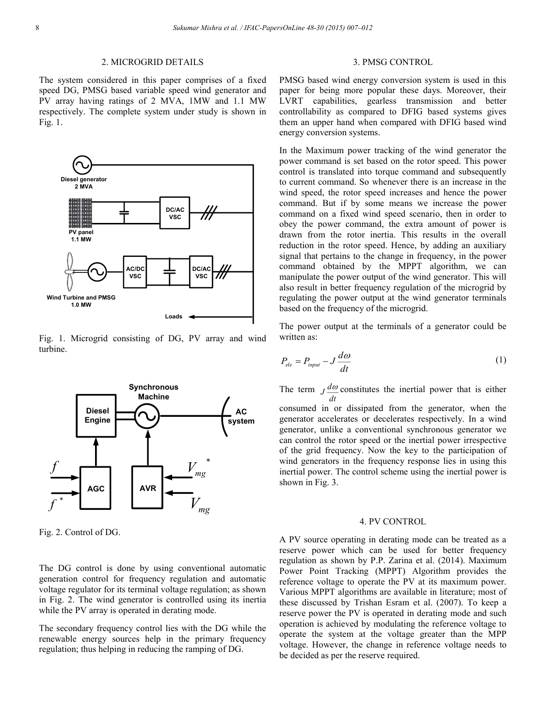## 2. MICROGRID DETAILS

The system considered in this paper comprises of a fixed speed DG, PMSG based variable speed wind generator and PV array having ratings of 2 MVA, 1MW and 1.1 MW respectively. The complete system under study is shown in Fig. 1.

Diesel generator
2 MVA
PV panel
1.1 MW
DC/AC
VSC
AC/DC
VSC
DC/AC
VSC
Wind Turbine and PMSG
1.0 MW
Loads

Fig. 1. Microgrid consisting of DG, PV array and wind turbine.

Synchronous Machine
Diesel Engine
AC system
AGC
AVR
$f$
$f^*$
$V_{mg}^*$
$V_{mg}$

Fig. 2. Control of DG.

The DG control is done by using conventional automatic generation control for frequency regulation and automatic voltage regulator for its terminal voltage regulation; as shown in Fig. 2. The wind generator is controlled using its inertia while the PV array is operated in derating mode.

The secondary frequency control lies with the DG while the renewable energy sources help in the primary frequency regulation; thus helping in reducing the ramping of DG.

## 3. PMSG CONTROL

PMSG based wind energy conversion system is used in this paper for being more popular these days. Moreover, their LVRT capabilities, gearless transmission and better controllability as compared to DFIG based systems gives them an upper hand when compared with DFIG based wind energy conversion systems.

In the Maximum power tracking of the wind generator the power command is set based on the rotor speed. This power control is translated into torque command and subsequently to current command. So whenever there is an increase in the wind speed, the rotor speed increases and hence the power command. But if by some means we increase the power command on a fixed wind speed scenario, then in order to obey the power command, the extra amount of power is drawn from the rotor inertia. This results in the overall reduction in the rotor speed. Hence, by adding an auxiliary signal that pertains to the change in frequency, in the power command obtained by the MPPT algorithm, we can manipulate the power output of the wind generator. This will also result in better frequency regulation of the microgrid by regulating the power output at the wind generator terminals based on the frequency of the microgrid.

The power output at the terminals of a generator could be written as:

$$P_{ele} = P_{input} - J\frac{d\omega}{dt} \tag{1}$$

The term $J\frac{d\omega}{dt}$ constitutes the inertial power that is either consumed in or dissipated from the generator, when the generator accelerates or decelerates respectively. In a wind generator, unlike a conventional synchronous generator we can control the rotor speed or the inertial power irrespective of the grid frequency. Now the key to the participation of wind generators in the frequency response lies in using this inertial power. The control scheme using the inertial power is shown in Fig. 3.

## 4. PV CONTROL

A PV source operating in derating mode can be treated as a reserve power which can be used for better frequency regulation as shown by P.P. Zarina et al. (2014). Maximum Power Point Tracking (MPPT) Algorithm provides the reference voltage to operate the PV at its maximum power. Various MPPT algorithms are available in literature; most of these discussed by Trishan Esram et al. (2007). To keep a reserve power the PV is operated in derating mode and such operation is achieved by modulating the reference voltage to operate the system at the voltage greater than the MPP voltage. However, the change in reference voltage needs to be decided as per the reserve required.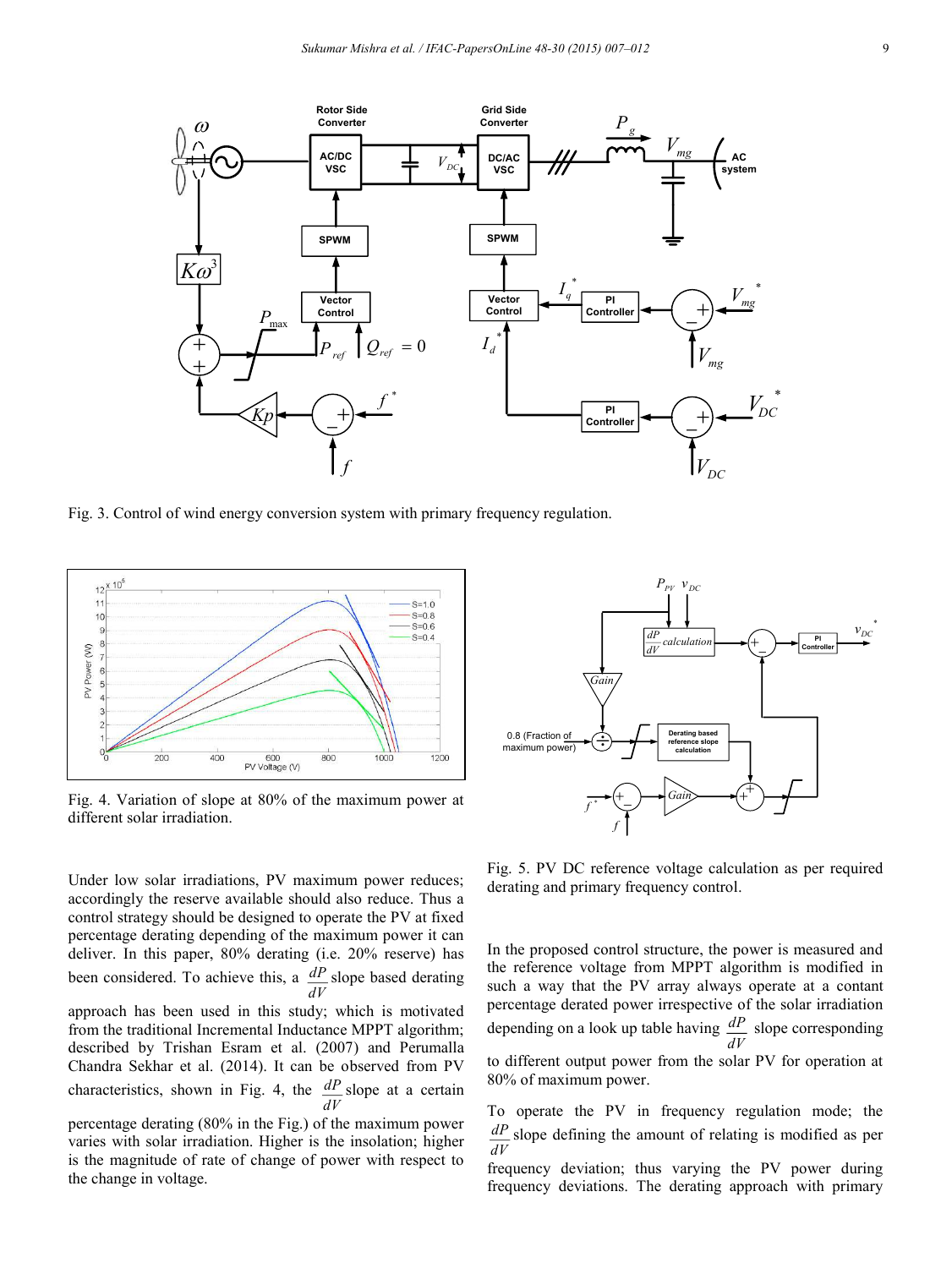Fig. 3. Control of wind energy conversion system with primary frequency regulation.

Fig. 4. Variation of slope at 80% of the maximum power at different solar irradiation.

Under low solar irradiations, PV maximum power reduces; accordingly the reserve available should also reduce. Thus a control strategy should be designed to operate the PV at fixed percentage derating depending of the maximum power it can deliver. In this paper, 80% derating (i.e. 20% reserve) has been considered. To achieve this, a $\frac{dP}{dV}$ slope based derating approach has been used in this study; which is motivated from the traditional Incremental Inductance MPPT algorithm; described by Trishan Esram et al. (2007) and Perumalla Chandra Sekhar et al. (2014). It can be observed from PV characteristics, shown in Fig. 4, the $\frac{dP}{dV}$ slope at a certain percentage derating (80% in the Fig.) of the maximum power varies with solar irradiation. Higher is the insolation; higher is the magnitude of rate of change of power with respect to the change in voltage.

Fig. 5. PV DC reference voltage calculation as per required derating and primary frequency control.

In the proposed control structure, the power is measured and the reference voltage from MPPT algorithm is modified in such a way that the PV array always operate at a contant percentage derated power irrespective of the solar irradiation depending on a look up table having $\frac{dP}{dV}$ slope corresponding to different output power from the solar PV for operation at 80% of maximum power.

To operate the PV in frequency regulation mode; the $\frac{dP}{dV}$ slope defining the amount of relating is modified as per frequency deviation; thus varying the PV power during frequency deviations. The derating approach with primary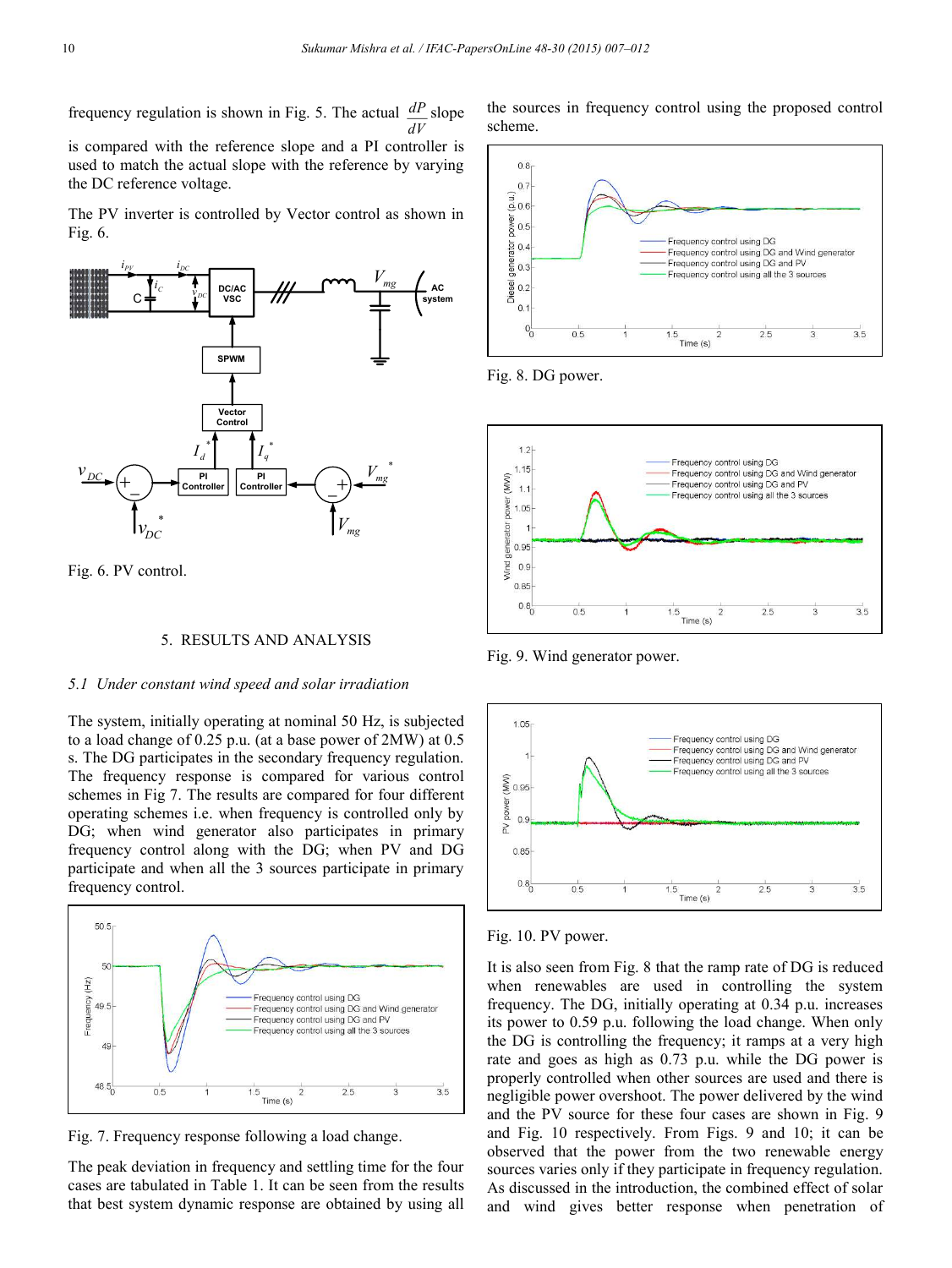frequency regulation is shown in Fig. 5. The actual $\frac{dP}{dV}$ slope is compared with the reference slope and a PI controller is used to match the actual slope with the reference by varying the DC reference voltage.

The PV inverter is controlled by Vector control as shown in Fig. 6.

Fig. 6. PV control.

## 5. RESULTS AND ANALYSIS

### *5.1 Under constant wind speed and solar irradiation*

The system, initially operating at nominal 50 Hz, is subjected to a load change of 0.25 p.u. (at a base power of 2MW) at 0.5 s. The DG participates in the secondary frequency regulation. The frequency response is compared for various control schemes in Fig 7. The results are compared for four different operating schemes i.e. when frequency is controlled only by DG; when wind generator also participates in primary frequency control along with the DG; when PV and DG participate and when all the 3 sources participate in primary frequency control.

Fig. 7. Frequency response following a load change.

The peak deviation in frequency and settling time for the four cases are tabulated in Table 1. It can be seen from the results that best system dynamic response are obtained by using all the sources in frequency control using the proposed control scheme.

Fig. 8. DG power.

Fig. 9. Wind generator power.

Fig. 10. PV power.

It is also seen from Fig. 8 that the ramp rate of DG is reduced when renewables are used in controlling the system frequency. The DG, initially operating at 0.34 p.u. increases its power to 0.59 p.u. following the load change. When only the DG is controlling the frequency; it ramps at a very high rate and goes as high as 0.73 p.u. while the DG power is properly controlled when other sources are used and there is negligible power overshoot. The power delivered by the wind and the PV source for these four cases are shown in Fig. 9 and Fig. 10 respectively. From Figs. 9 and 10; it can be observed that the power from the two renewable energy sources varies only if they participate in frequency regulation. As discussed in the introduction, the combined effect of solar and wind gives better response when penetration of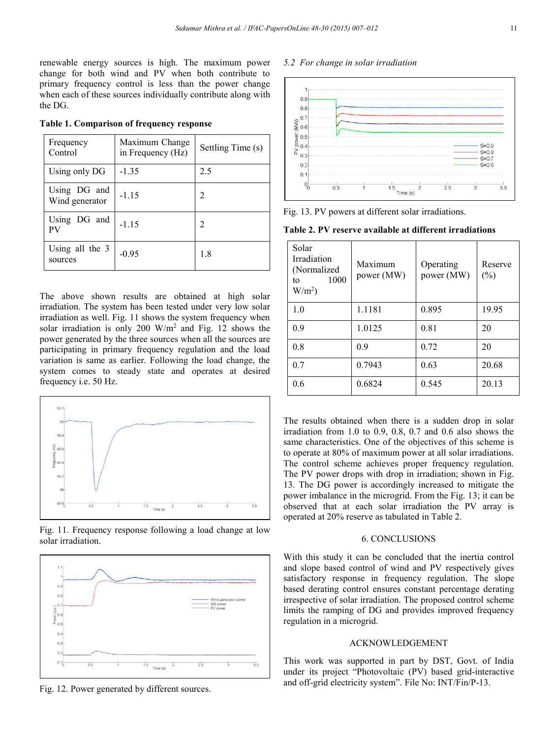renewable energy sources is high. The maximum power change for both wind and PV when both contribute to primary frequency control is less than the power change when each of these sources individually contribute along with the DG.

**Table 1. Comparison of frequency response**

| Frequency Control | Maximum Change in Frequency (Hz) | Settling Time (s) |
|---|---|---|
| Using only DG | -1.35 | 2.5 |
| Using DG and Wind generator | -1.15 | 2 |
| Using DG and PV | -1.15 | 2 |
| Using all the 3 sources | -0.95 | 1.8 |

The above shown results are obtained at high solar irradiation. The system has been tested under very low solar irradiation as well. Fig. 11 shows the system frequency when solar irradiation is only 200 W/m$^2$ and Fig. 12 shows the power generated by the three sources when all the sources are participating in primary frequency regulation and the load variation is same as earlier. Following the load change, the system comes to steady state and operates at desired frequency i.e. 50 Hz.

Fig. 11. Frequency response following a load change at low solar irradiation.

Fig. 12. Power generated by different sources.

*5.2 For change in solar irradiation*

Fig. 13. PV powers at different solar irradiations.

**Table 2. PV reserve available at different irradiations**

| Solar Irradiation (Normalized to 1000 W/m$^2$) | Maximum power (MW) | Operating power (MW) | Reserve (%) |
|---|---|---|---|
| 1.0 | 1.1181 | 0.895 | 19.95 |
| 0.9 | 1.0125 | 0.81 | 20 |
| 0.8 | 0.9 | 0.72 | 20 |
| 0.7 | 0.7943 | 0.63 | 20.68 |
| 0.6 | 0.6824 | 0.545 | 20.13 |

The results obtained when there is a sudden drop in solar irradiation from 1.0 to 0.9, 0.8, 0.7 and 0.6 also shows the same characteristics. One of the objectives of this scheme is to operate at 80% of maximum power at all solar irradiations. The control scheme achieves proper frequency regulation. The PV power drops with drop in irradiation; shown in Fig. 13. The DG power is accordingly increased to mitigate the power imbalance in the microgrid. From the Fig. 13; it can be observed that at each solar irradiation the PV array is operated at 20% reserve as tabulated in Table 2.

## 6. CONCLUSIONS

With this study it can be concluded that the inertia control and slope based control of wind and PV respectively gives satisfactory response in frequency regulation. The slope based derating control ensures constant percentage derating irrespective of solar irradiation. The proposed control scheme limits the ramping of DG and provides improved frequency regulation in a microgrid.

## ACKNOWLEDGEMENT

This work was supported in part by DST, Govt. of India under its project "Photovoltaic (PV) based grid-interactive and off-grid electricity system". File No: INT/Fin/P-13.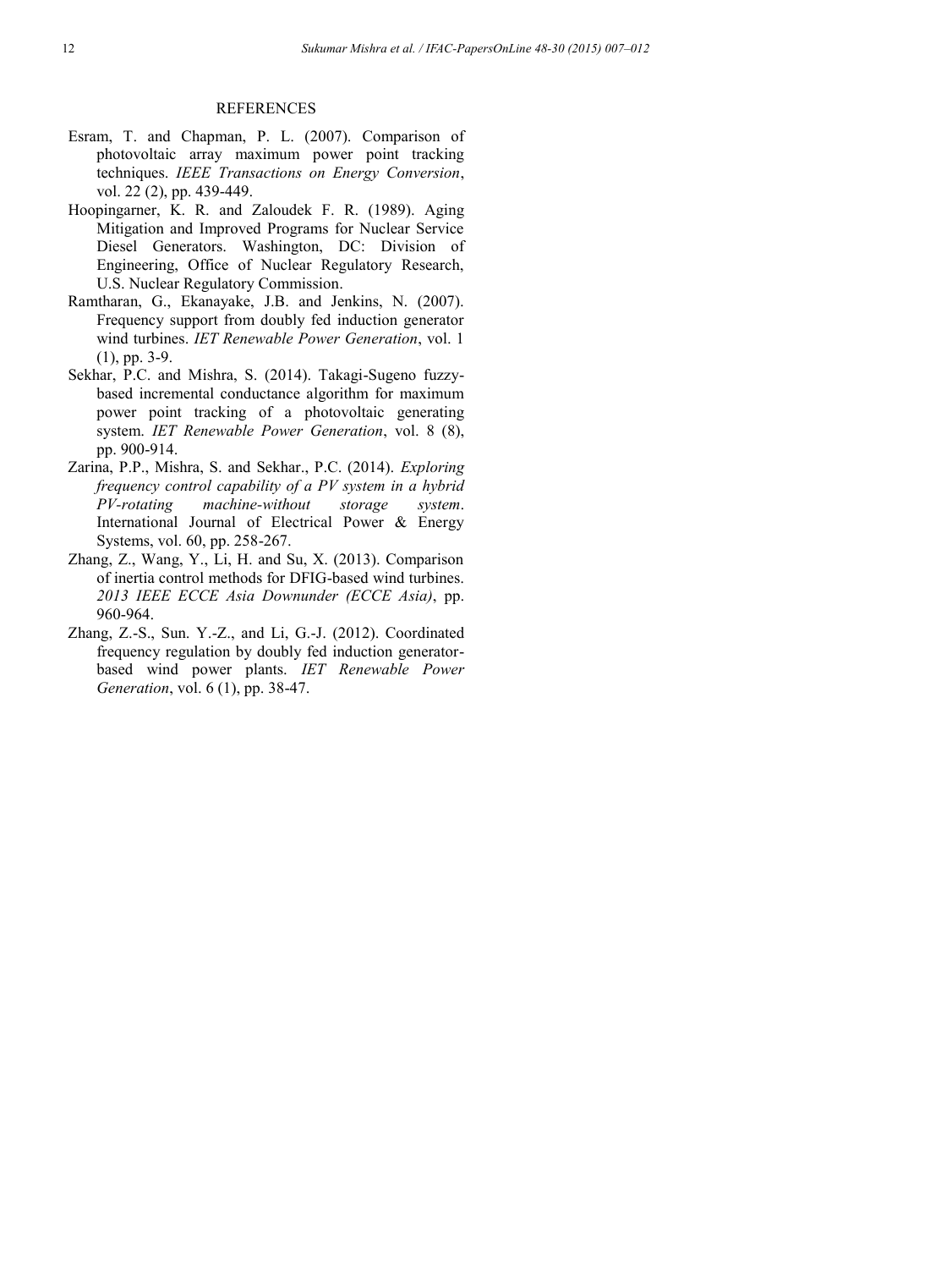## REFERENCES

Esram, T. and Chapman, P. L. (2007). Comparison of photovoltaic array maximum power point tracking techniques. *IEEE Transactions on Energy Conversion*, vol. 22 (2), pp. 439-449.

Hoopingarner, K. R. and Zaloudek F. R. (1989). Aging Mitigation and Improved Programs for Nuclear Service Diesel Generators. Washington, DC: Division of Engineering, Office of Nuclear Regulatory Research, U.S. Nuclear Regulatory Commission.

Ramtharan, G., Ekanayake, J.B. and Jenkins, N. (2007). Frequency support from doubly fed induction generator wind turbines. *IET Renewable Power Generation*, vol. 1 (1), pp. 3-9.

Sekhar, P.C. and Mishra, S. (2014). Takagi-Sugeno fuzzy-based incremental conductance algorithm for maximum power point tracking of a photovoltaic generating system. *IET Renewable Power Generation*, vol. 8 (8), pp. 900-914.

Zarina, P.P., Mishra, S. and Sekhar., P.C. (2014). *Exploring frequency control capability of a PV system in a hybrid PV-rotating machine-without storage system*. International Journal of Electrical Power & Energy Systems, vol. 60, pp. 258-267.

Zhang, Z., Wang, Y., Li, H. and Su, X. (2013). Comparison of inertia control methods for DFIG-based wind turbines. *2013 IEEE ECCE Asia Downunder (ECCE Asia)*, pp. 960-964.

Zhang, Z.-S., Sun. Y.-Z., and Li, G.-J. (2012). Coordinated frequency regulation by doubly fed induction generator-based wind power plants. *IET Renewable Power Generation*, vol. 6 (1), pp. 38-47.